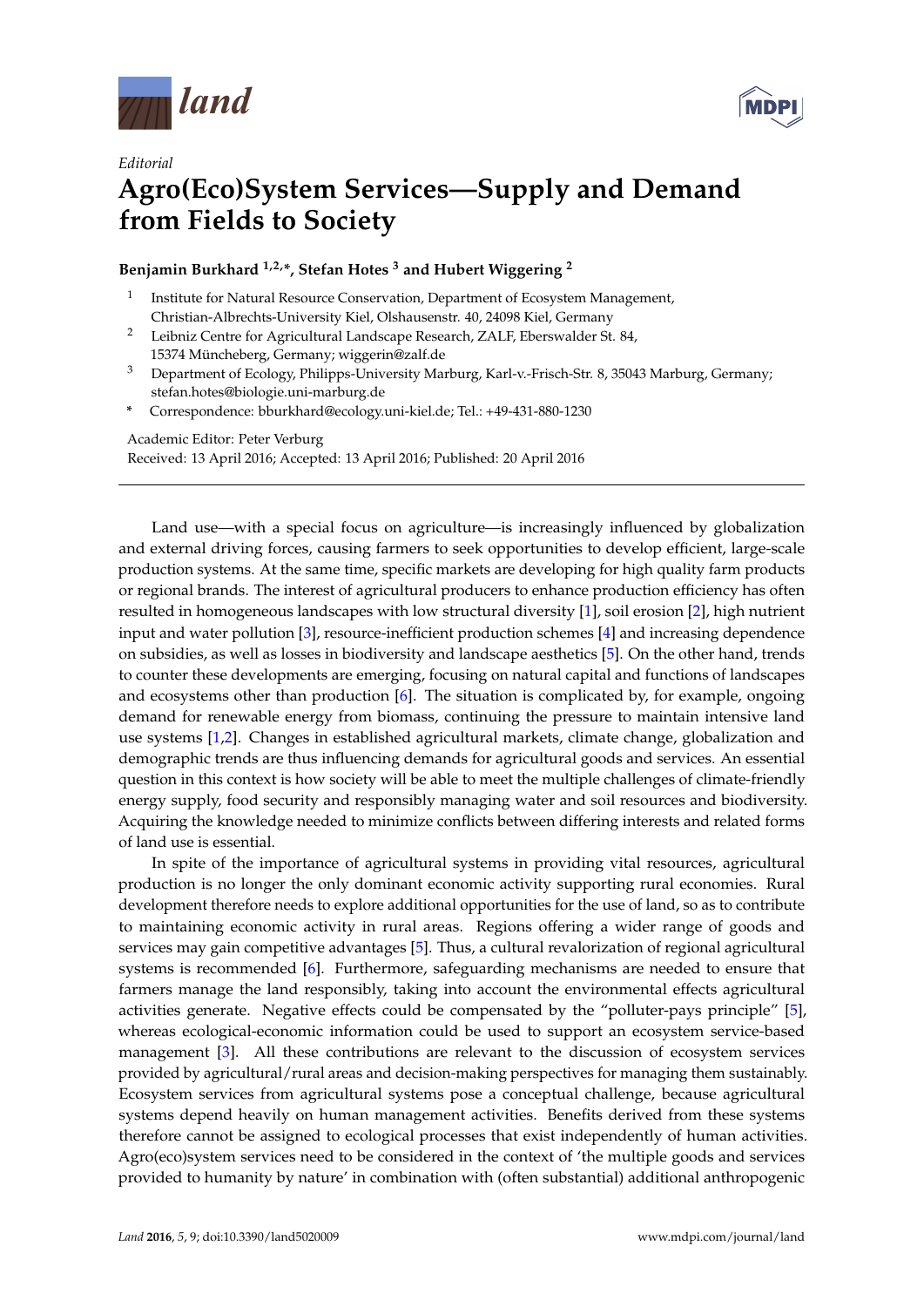*Editorial*

# Agro(Eco)System Services—Supply and Demand from Fields to Society

**Benjamin Burkhard [1,2,*], Stefan Hotes [3] and Hubert Wiggering [2]**

1. Institute for Natural Resource Conservation, Department of Ecosystem Management, Christian-Albrechts-University Kiel, Olshausenstr. 40, 24098 Kiel, Germany
2. Leibniz Centre for Agricultural Landscape Research, ZALF, Eberswalder St. 84, 15374 Müncheberg, Germany; wiggerin@zalf.de
3. Department of Ecology, Philipps-University Marburg, Karl-v.-Frisch-Str. 8, 35043 Marburg, Germany; stefan.hotes@biologie.uni-marburg.de

\* Correspondence: bburkhard@ecology.uni-kiel.de; Tel.: +49-431-880-1230

Academic Editor: Peter Verburg

Received: 13 April 2016; Accepted: 13 April 2016; Published: 20 April 2016

---

Land use—with a special focus on agriculture—is increasingly influenced by globalization and external driving forces, causing farmers to seek opportunities to develop efficient, large-scale production systems. At the same time, specific markets are developing for high quality farm products or regional brands. The interest of agricultural producers to enhance production efficiency has often resulted in homogeneous landscapes with low structural diversity [1], soil erosion [2], high nutrient input and water pollution [3], resource-inefficient production schemes [4] and increasing dependence on subsidies, as well as losses in biodiversity and landscape aesthetics [5]. On the other hand, trends to counter these developments are emerging, focusing on natural capital and functions of landscapes and ecosystems other than production [6]. The situation is complicated by, for example, ongoing demand for renewable energy from biomass, continuing the pressure to maintain intensive land use systems [1,2]. Changes in established agricultural markets, climate change, globalization and demographic trends are thus influencing demands for agricultural goods and services. An essential question in this context is how society will be able to meet the multiple challenges of climate-friendly energy supply, food security and responsibly managing water and soil resources and biodiversity. Acquiring the knowledge needed to minimize conflicts between differing interests and related forms of land use is essential.

In spite of the importance of agricultural systems in providing vital resources, agricultural production is no longer the only dominant economic activity supporting rural economies. Rural development therefore needs to explore additional opportunities for the use of land, so as to contribute to maintaining economic activity in rural areas. Regions offering a wider range of goods and services may gain competitive advantages [5]. Thus, a cultural revalorization of regional agricultural systems is recommended [6]. Furthermore, safeguarding mechanisms are needed to ensure that farmers manage the land responsibly, taking into account the environmental effects agricultural activities generate. Negative effects could be compensated by the "polluter-pays principle" [5], whereas ecological-economic information could be used to support an ecosystem service-based management [3]. All these contributions are relevant to the discussion of ecosystem services provided by agricultural/rural areas and decision-making perspectives for managing them sustainably. Ecosystem services from agricultural systems pose a conceptual challenge, because agricultural systems depend heavily on human management activities. Benefits derived from these systems therefore cannot be assigned to ecological processes that exist independently of human activities. Agro(eco)system services need to be considered in the context of 'the multiple goods and services provided to humanity by nature' in combination with (often substantial) additional anthropogenic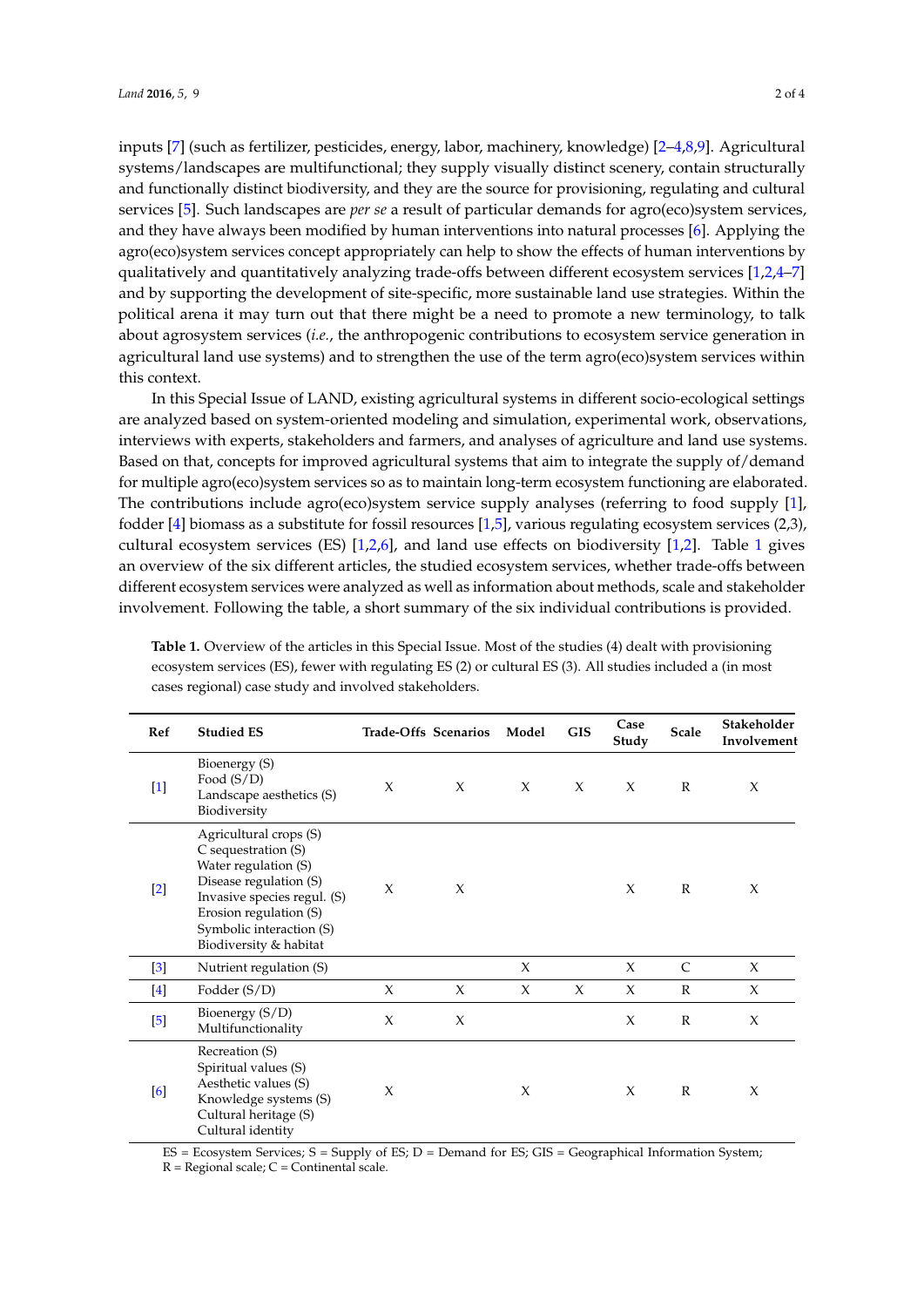inputs [7] (such as fertilizer, pesticides, energy, labor, machinery, knowledge) [2–4,8,9]. Agricultural systems/landscapes are multifunctional; they supply visually distinct scenery, contain structurally and functionally distinct biodiversity, and they are the source for provisioning, regulating and cultural services [5]. Such landscapes are *per se* a result of particular demands for agro(eco)system services, and they have always been modified by human interventions into natural processes [6]. Applying the agro(eco)system services concept appropriately can help to show the effects of human interventions by qualitatively and quantitatively analyzing trade-offs between different ecosystem services [1,2,4–7] and by supporting the development of site-specific, more sustainable land use strategies. Within the political arena it may turn out that there might be a need to promote a new terminology, to talk about agrosystem services (*i.e.*, the anthropogenic contributions to ecosystem service generation in agricultural land use systems) and to strengthen the use of the term agro(eco)system services within this context.

In this Special Issue of LAND, existing agricultural systems in different socio-ecological settings are analyzed based on system-oriented modeling and simulation, experimental work, observations, interviews with experts, stakeholders and farmers, and analyses of agriculture and land use systems. Based on that, concepts for improved agricultural systems that aim to integrate the supply of/demand for multiple agro(eco)system services so as to maintain long-term ecosystem functioning are elaborated. The contributions include agro(eco)system service supply analyses (referring to food supply [1], fodder [4] biomass as a substitute for fossil resources [1,5], various regulating ecosystem services (2,3), cultural ecosystem services (ES) [1,2,6], and land use effects on biodiversity [1,2]. Table 1 gives an overview of the six different articles, the studied ecosystem services, whether trade-offs between different ecosystem services were analyzed as well as information about methods, scale and stakeholder involvement. Following the table, a short summary of the six individual contributions is provided.

**Table 1.** Overview of the articles in this Special Issue. Most of the studies (4) dealt with provisioning ecosystem services (ES), fewer with regulating ES (2) or cultural ES (3). All studies included a (in most cases regional) case study and involved stakeholders.

| Ref | Studied ES | Trade-Offs | Scenarios | Model | GIS | Case Study | Scale | Stakeholder Involvement |
|---|---|---|---|---|---|---|---|---|
| [1] | Bioenergy (S)<br>Food (S/D)<br>Landscape aesthetics (S)<br>Biodiversity | X | X | X | X | X | R | X |
| [2] | Agricultural crops (S)<br>C sequestration (S)<br>Water regulation (S)<br>Disease regulation (S)<br>Invasive species regul. (S)<br>Erosion regulation (S)<br>Symbolic interaction (S)<br>Biodiversity & habitat | X | X | | | X | R | X |
| [3] | Nutrient regulation (S) | | | X | | X | C | X |
| [4] | Fodder (S/D) | X | X | X | X | X | R | X |
| [5] | Bioenergy (S/D)<br>Multifunctionality | X | X | | | X | R | X |
| [6] | Recreation (S)<br>Spiritual values (S)<br>Aesthetic values (S)<br>Knowledge systems (S)<br>Cultural heritage (S)<br>Cultural identity | X | | X | | X | R | X |

ES = Ecosystem Services; S = Supply of ES; D = Demand for ES; GIS = Geographical Information System; R = Regional scale; C = Continental scale.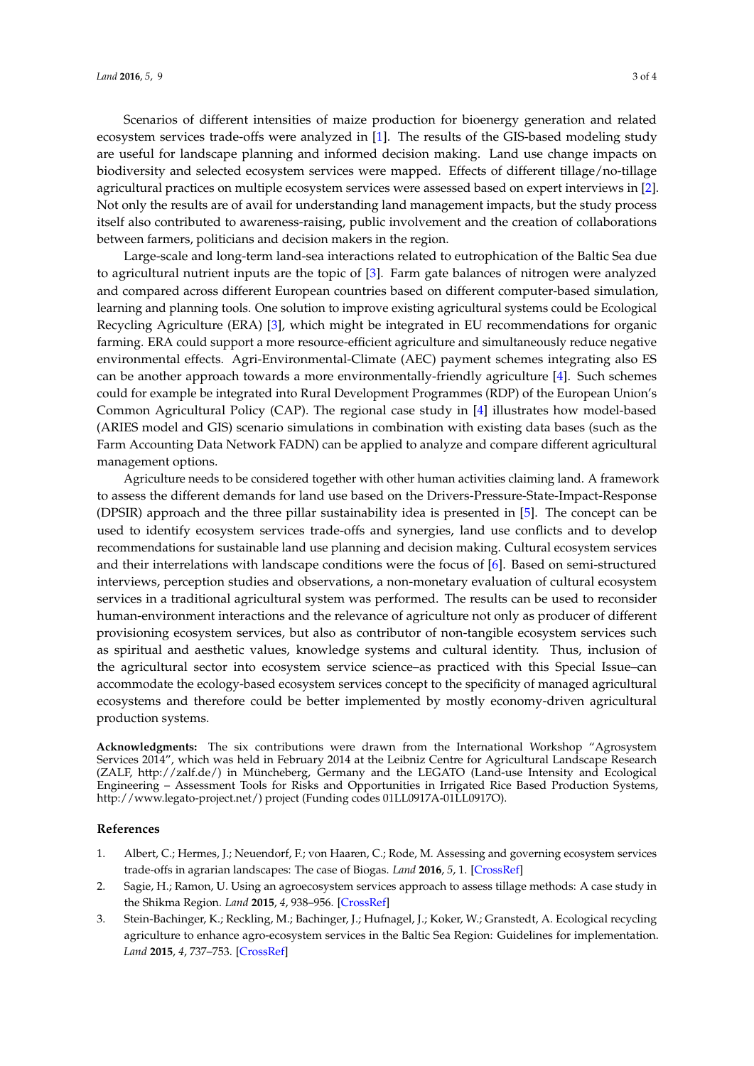Scenarios of different intensities of maize production for bioenergy generation and related ecosystem services trade-offs were analyzed in [1]. The results of the GIS-based modeling study are useful for landscape planning and informed decision making. Land use change impacts on biodiversity and selected ecosystem services were mapped. Effects of different tillage/no-tillage agricultural practices on multiple ecosystem services were assessed based on expert interviews in [2]. Not only the results are of avail for understanding land management impacts, but the study process itself also contributed to awareness-raising, public involvement and the creation of collaborations between farmers, politicians and decision makers in the region.

Large-scale and long-term land-sea interactions related to eutrophication of the Baltic Sea due to agricultural nutrient inputs are the topic of [3]. Farm gate balances of nitrogen were analyzed and compared across different European countries based on different computer-based simulation, learning and planning tools. One solution to improve existing agricultural systems could be Ecological Recycling Agriculture (ERA) [3], which might be integrated in EU recommendations for organic farming. ERA could support a more resource-efficient agriculture and simultaneously reduce negative environmental effects. Agri-Environmental-Climate (AEC) payment schemes integrating also ES can be another approach towards a more environmentally-friendly agriculture [4]. Such schemes could for example be integrated into Rural Development Programmes (RDP) of the European Union's Common Agricultural Policy (CAP). The regional case study in [4] illustrates how model-based (ARIES model and GIS) scenario simulations in combination with existing data bases (such as the Farm Accounting Data Network FADN) can be applied to analyze and compare different agricultural management options.

Agriculture needs to be considered together with other human activities claiming land. A framework to assess the different demands for land use based on the Drivers-Pressure-State-Impact-Response (DPSIR) approach and the three pillar sustainability idea is presented in [5]. The concept can be used to identify ecosystem services trade-offs and synergies, land use conflicts and to develop recommendations for sustainable land use planning and decision making. Cultural ecosystem services and their interrelations with landscape conditions were the focus of [6]. Based on semi-structured interviews, perception studies and observations, a non-monetary evaluation of cultural ecosystem services in a traditional agricultural system was performed. The results can be used to reconsider human-environment interactions and the relevance of agriculture not only as producer of different provisioning ecosystem services, but also as contributor of non-tangible ecosystem services such as spiritual and aesthetic values, knowledge systems and cultural identity. Thus, inclusion of the agricultural sector into ecosystem service science–as practiced with this Special Issue–can accommodate the ecology-based ecosystem services concept to the specificity of managed agricultural ecosystems and therefore could be better implemented by mostly economy-driven agricultural production systems.

**Acknowledgments:** The six contributions were drawn from the International Workshop "Agrosystem Services 2014", which was held in February 2014 at the Leibniz Centre for Agricultural Landscape Research (ZALF, http://zalf.de/) in Müncheberg, Germany and the LEGATO (Land-use Intensity and Ecological Engineering – Assessment Tools for Risks and Opportunities in Irrigated Rice Based Production Systems, http://www.legato-project.net/) project (Funding codes 01LL0917A-01LL0917O).

## References

1. Albert, C.; Hermes, J.; Neuendorf, F.; von Haaren, C.; Rode, M. Assessing and governing ecosystem services trade-offs in agrarian landscapes: The case of Biogas. *Land* **2016**, *5*, 1. [CrossRef]
2. Sagie, H.; Ramon, U. Using an agroecosystem services approach to assess tillage methods: A case study in the Shikma Region. *Land* **2015**, *4*, 938–956. [CrossRef]
3. Stein-Bachinger, K.; Reckling, M.; Bachinger, J.; Hufnagel, J.; Koker, W.; Granstedt, A. Ecological recycling agriculture to enhance agro-ecosystem services in the Baltic Sea Region: Guidelines for implementation. *Land* **2015**, *4*, 737–753. [CrossRef]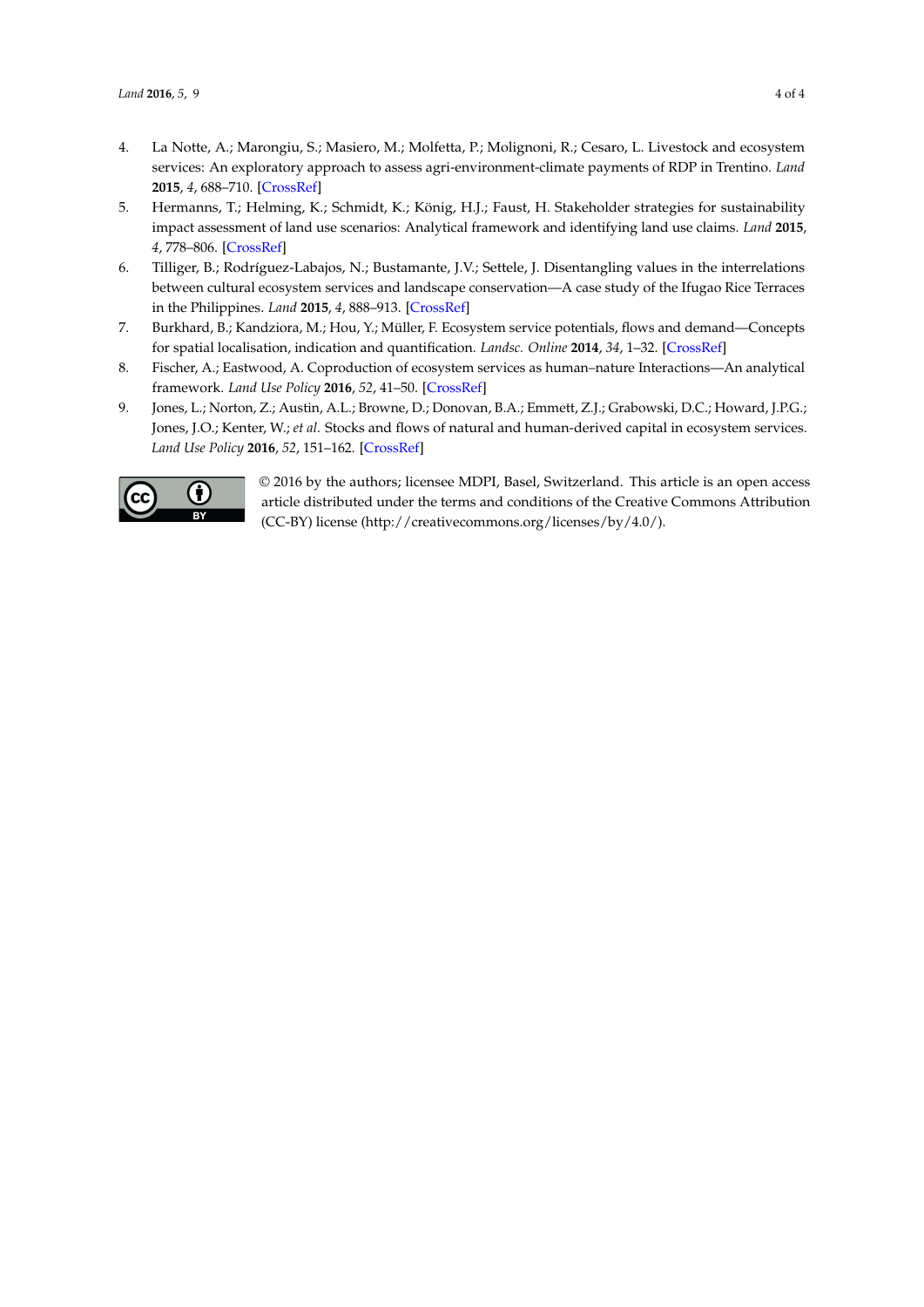4. La Notte, A.; Marongiu, S.; Masiero, M.; Molfetta, P.; Molignoni, R.; Cesaro, L. Livestock and ecosystem services: An exploratory approach to assess agri-environment-climate payments of RDP in Trentino. *Land* **2015**, *4*, 688–710. [CrossRef]
5. Hermanns, T.; Helming, K.; Schmidt, K.; König, H.J.; Faust, H. Stakeholder strategies for sustainability impact assessment of land use scenarios: Analytical framework and identifying land use claims. *Land* **2015**, *4*, 778–806. [CrossRef]
6. Tilliger, B.; Rodríguez-Labajos, N.; Bustamante, J.V.; Settele, J. Disentangling values in the interrelations between cultural ecosystem services and landscape conservation—A case study of the Ifugao Rice Terraces in the Philippines. *Land* **2015**, *4*, 888–913. [CrossRef]
7. Burkhard, B.; Kandziora, M.; Hou, Y.; Müller, F. Ecosystem service potentials, flows and demand—Concepts for spatial localisation, indication and quantification. *Landsc. Online* **2014**, *34*, 1–32. [CrossRef]
8. Fischer, A.; Eastwood, A. Coproduction of ecosystem services as human–nature Interactions—An analytical framework. *Land Use Policy* **2016**, *52*, 41–50. [CrossRef]
9. Jones, L.; Norton, Z.; Austin, A.L.; Browne, D.; Donovan, B.A.; Emmett, Z.J.; Grabowski, D.C.; Howard, J.P.G.; Jones, J.O.; Kenter, W.; *et al.* Stocks and flows of natural and human-derived capital in ecosystem services. *Land Use Policy* **2016**, *52*, 151–162. [CrossRef]

© 2016 by the authors; licensee MDPI, Basel, Switzerland. This article is an open access article distributed under the terms and conditions of the Creative Commons Attribution (CC-BY) license (http://creativecommons.org/licenses/by/4.0/).